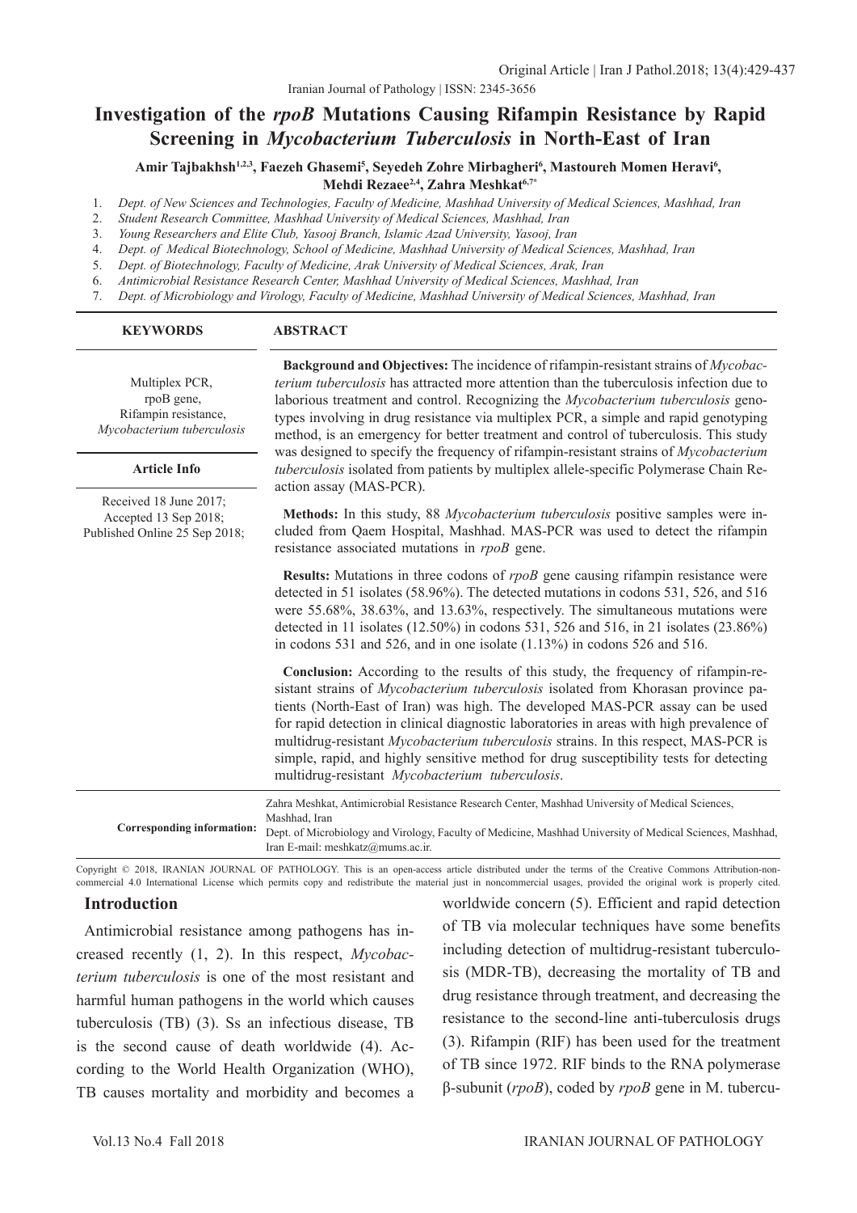# Investigation of the *rpoB* Mutations Causing Rifampin Resistance by Rapid Screening in *Mycobacterium Tuberculosis* in North-East of Iran

**Amir Tajbakhsh[1,2,3], Faezeh Ghasemi[5], Seyedeh Zohre Mirbagheri[6], Mastoureh Momen Heravi[6], Mehdi Rezaee[2,4], Zahra Meshkat[6,7*]**

1. *Dept. of New Sciences and Technologies, Faculty of Medicine, Mashhad University of Medical Sciences, Mashhad, Iran*
2. *Student Research Committee, Mashhad University of Medical Sciences, Mashhad, Iran*
3. *Young Researchers and Elite Club, Yasooj Branch, Islamic Azad University, Yasooj, Iran*
4. *Dept. of Medical Biotechnology, School of Medicine, Mashhad University of Medical Sciences, Mashhad, Iran*
5. *Dept. of Biotechnology, Faculty of Medicine, Arak University of Medical Sciences, Arak, Iran*
6. *Antimicrobial Resistance Research Center, Mashhad University of Medical Sciences, Mashhad, Iran*
7. *Dept. of Microbiology and Virology, Faculty of Medicine, Mashhad University of Medical Sciences, Mashhad, Iran*

**KEYWORDS**

Multiplex PCR,
rpoB gene,
Rifampin resistance,
*Mycobacterium tuberculosis*

**Article Info**

Received 18 June 2017;
Accepted 13 Sep 2018;
Published Online 25 Sep 2018;

**ABSTRACT**

**Background and Objectives:** The incidence of rifampin-resistant strains of *Mycobacterium tuberculosis* has attracted more attention than the tuberculosis infection due to laborious treatment and control. Recognizing the *Mycobacterium tuberculosis* genotypes involving in drug resistance via multiplex PCR, a simple and rapid genotyping method, is an emergency for better treatment and control of tuberculosis. This study was designed to specify the frequency of rifampin-resistant strains of *Mycobacterium tuberculosis* isolated from patients by multiplex allele-specific Polymerase Chain Reaction assay (MAS-PCR).

**Methods:** In this study, 88 *Mycobacterium tuberculosis* positive samples were included from Qaem Hospital, Mashhad. MAS-PCR was used to detect the rifampin resistance associated mutations in *rpoB* gene.

**Results:** Mutations in three codons of *rpoB* gene causing rifampin resistance were detected in 51 isolates (58.96%). The detected mutations in codons 531, 526, and 516 were 55.68%, 38.63%, and 13.63%, respectively. The simultaneous mutations were detected in 11 isolates (12.50%) in codons 531, 526 and 516, in 21 isolates (23.86%) in codons 531 and 526, and in one isolate (1.13%) in codons 526 and 516.

**Conclusion:** According to the results of this study, the frequency of rifampin-resistant strains of *Mycobacterium tuberculosis* isolated from Khorasan province patients (North-East of Iran) was high. The developed MAS-PCR assay can be used for rapid detection in clinical diagnostic laboratories in areas with high prevalence of multidrug-resistant *Mycobacterium tuberculosis* strains. In this respect, MAS-PCR is simple, rapid, and highly sensitive method for drug susceptibility tests for detecting multidrug-resistant *Mycobacterium tuberculosis*.

**Corresponding information:** Zahra Meshkat, Antimicrobial Resistance Research Center, Mashhad University of Medical Sciences, Mashhad, Iran
Dept. of Microbiology and Virology, Faculty of Medicine, Mashhad University of Medical Sciences, Mashhad, Iran E-mail: meshkatz@mums.ac.ir.

Copyright © 2018, IRANIAN JOURNAL OF PATHOLOGY. This is an open-access article distributed under the terms of the Creative Commons Attribution-noncommercial 4.0 International License which permits copy and redistribute the material just in noncommercial usages, provided the original work is properly cited.

## Introduction

Antimicrobial resistance among pathogens has increased recently (1, 2). In this respect, *Mycobacterium tuberculosis* is one of the most resistant and harmful human pathogens in the world which causes tuberculosis (TB) (3). Ss an infectious disease, TB is the second cause of death worldwide (4). According to the World Health Organization (WHO), TB causes mortality and morbidity and becomes a worldwide concern (5). Efficient and rapid detection of TB via molecular techniques have some benefits including detection of multidrug-resistant tuberculosis (MDR-TB), decreasing the mortality of TB and drug resistance through treatment, and decreasing the resistance to the second-line anti-tuberculosis drugs (3). Rifampin (RIF) has been used for the treatment of TB since 1972. RIF binds to the RNA polymerase β-subunit (*rpoB*), coded by *rpoB* gene in M. tubercu-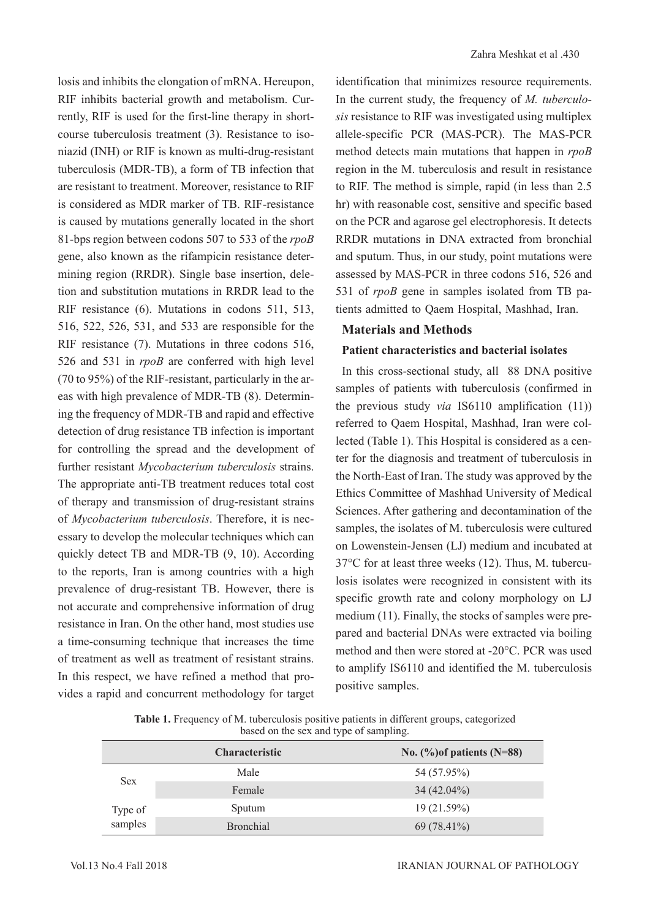losis and inhibits the elongation of mRNA. Hereupon, RIF inhibits bacterial growth and metabolism. Currently, RIF is used for the first-line therapy in short-course tuberculosis treatment (3). Resistance to isoniazid (INH) or RIF is known as multi-drug-resistant tuberculosis (MDR-TB), a form of TB infection that are resistant to treatment. Moreover, resistance to RIF is considered as MDR marker of TB. RIF-resistance is caused by mutations generally located in the short 81-bps region between codons 507 to 533 of the *rpoB* gene, also known as the rifampicin resistance determining region (RRDR). Single base insertion, deletion and substitution mutations in RRDR lead to the RIF resistance (6). Mutations in codons 511, 513, 516, 522, 526, 531, and 533 are responsible for the RIF resistance (7). Mutations in three codons 516, 526 and 531 in *rpoB* are conferred with high level (70 to 95%) of the RIF-resistant, particularly in the areas with high prevalence of MDR-TB (8). Determining the frequency of MDR-TB and rapid and effective detection of drug resistance TB infection is important for controlling the spread and the development of further resistant *Mycobacterium tuberculosis* strains. The appropriate anti-TB treatment reduces total cost of therapy and transmission of drug-resistant strains of *Mycobacterium tuberculosis*. Therefore, it is necessary to develop the molecular techniques which can quickly detect TB and MDR-TB (9, 10). According to the reports, Iran is among countries with a high prevalence of drug-resistant TB. However, there is not accurate and comprehensive information of drug resistance in Iran. On the other hand, most studies use a time-consuming technique that increases the time of treatment as well as treatment of resistant strains. In this respect, we have refined a method that provides a rapid and concurrent methodology for target identification that minimizes resource requirements. In the current study, the frequency of *M. tuberculosis* resistance to RIF was investigated using multiplex allele-specific PCR (MAS-PCR). The MAS-PCR method detects main mutations that happen in *rpoB* region in the M. tuberculosis and result in resistance to RIF. The method is simple, rapid (in less than 2.5 hr) with reasonable cost, sensitive and specific based on the PCR and agarose gel electrophoresis. It detects RRDR mutations in DNA extracted from bronchial and sputum. Thus, in our study, point mutations were assessed by MAS-PCR in three codons 516, 526 and 531 of *rpoB* gene in samples isolated from TB patients admitted to Qaem Hospital, Mashhad, Iran.

## Materials and Methods

### Patient characteristics and bacterial isolates

In this cross-sectional study, all 88 DNA positive samples of patients with tuberculosis (confirmed in the previous study *via* IS6110 amplification (11)) referred to Qaem Hospital, Mashhad, Iran were collected (Table 1). This Hospital is considered as a center for the diagnosis and treatment of tuberculosis in the North-East of Iran. The study was approved by the Ethics Committee of Mashhad University of Medical Sciences. After gathering and decontamination of the samples, the isolates of M. tuberculosis were cultured on Lowenstein-Jensen (LJ) medium and incubated at 37°C for at least three weeks (12). Thus, M. tuberculosis isolates were recognized in consistent with its specific growth rate and colony morphology on LJ medium (11). Finally, the stocks of samples were prepared and bacterial DNAs were extracted via boiling method and then were stored at -20°C. PCR was used to amplify IS6110 and identified the M. tuberculosis positive samples.

**Table 1.** Frequency of M. tuberculosis positive patients in different groups, categorized based on the sex and type of sampling.

| | Characteristic | No. (%)of patients (N=88) |
|---|---|---|
| Sex | Male | 54 (57.95%) |
| | Female | 34 (42.04%) |
| Type of samples | Sputum | 19 (21.59%) |
| | Bronchial | 69 (78.41%) |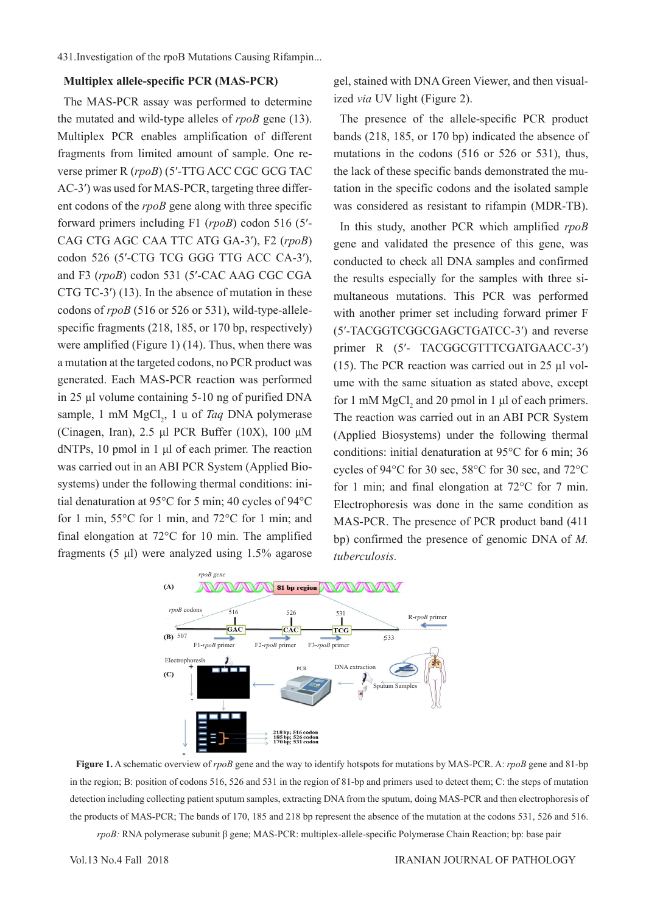### Multiplex allele-specific PCR (MAS-PCR)

The MAS-PCR assay was performed to determine the mutated and wild-type alleles of *rpoB* gene (13). Multiplex PCR enables amplification of different fragments from limited amount of sample. One reverse primer R (*rpoB*) (5′-TTG ACC CGC GCG TAC AC-3′) was used for MAS-PCR, targeting three different codons of the *rpoB* gene along with three specific forward primers including F1 (*rpoB*) codon 516 (5′-CAG CTG AGC CAA TTC ATG GA-3′), F2 (*rpoB*) codon 526 (5′-CTG TCG GGG TTG ACC CA-3′), and F3 (*rpoB*) codon 531 (5′-CAC AAG CGC CGA CTG TC-3′) (13). In the absence of mutation in these codons of *rpoB* (516 or 526 or 531), wild-type-allele-specific fragments (218, 185, or 170 bp, respectively) were amplified (Figure 1) (14). Thus, when there was a mutation at the targeted codons, no PCR product was generated. Each MAS-PCR reaction was performed in 25 µl volume containing 5-10 ng of purified DNA sample, 1 mM $MgCl_2$, 1 u of *Taq* DNA polymerase (Cinagen, Iran), 2.5 µl PCR Buffer (10X), 100 µM dNTPs, 10 pmol in 1 µl of each primer. The reaction was carried out in an ABI PCR System (Applied Biosystems) under the following thermal conditions: initial denaturation at 95°C for 5 min; 40 cycles of 94°C for 1 min, 55°C for 1 min, and 72°C for 1 min; and final elongation at 72°C for 10 min. The amplified fragments (5 µl) were analyzed using 1.5% agarose gel, stained with DNA Green Viewer, and then visualized *via* UV light (Figure 2).

The presence of the allele-specific PCR product bands (218, 185, or 170 bp) indicated the absence of mutations in the codons (516 or 526 or 531), thus, the lack of these specific bands demonstrated the mutation in the specific codons and the isolated sample was considered as resistant to rifampin (MDR-TB).

In this study, another PCR which amplified *rpoB* gene and validated the presence of this gene, was conducted to check all DNA samples and confirmed the results especially for the samples with three simultaneous mutations. This PCR was performed with another primer set including forward primer F (5′-TACGGTCGGCGAGCTGATCC-3′) and reverse primer R (5′- TACGGCGTTTCGATGAACC-3′) (15). The PCR reaction was carried out in 25 µl volume with the same situation as stated above, except for 1 mM $MgCl_2$ and 20 pmol in 1 µl of each primers. The reaction was carried out in an ABI PCR System (Applied Biosystems) under the following thermal conditions: initial denaturation at 95°C for 6 min; 36 cycles of 94°C for 30 sec, 58°C for 30 sec, and 72°C for 1 min; and final elongation at 72°C for 7 min. Electrophoresis was done in the same condition as MAS-PCR. The presence of PCR product band (411 bp) confirmed the presence of genomic DNA of *M. tuberculosis*.

**Figure 1.** A schematic overview of *rpoB* gene and the way to identify hotspots for mutations by MAS-PCR. A: *rpoB* gene and 81-bp in the region; B: position of codons 516, 526 and 531 in the region of 81-bp and primers used to detect them; C: the steps of mutation detection including collecting patient sputum samples, extracting DNA from the sputum, doing MAS-PCR and then electrophoresis of the products of MAS-PCR; The bands of 170, 185 and 218 bp represent the absence of the mutation at the codons 531, 526 and 516. *rpoB:* RNA polymerase subunit β gene; MAS-PCR: multiplex-allele-specific Polymerase Chain Reaction; bp: base pair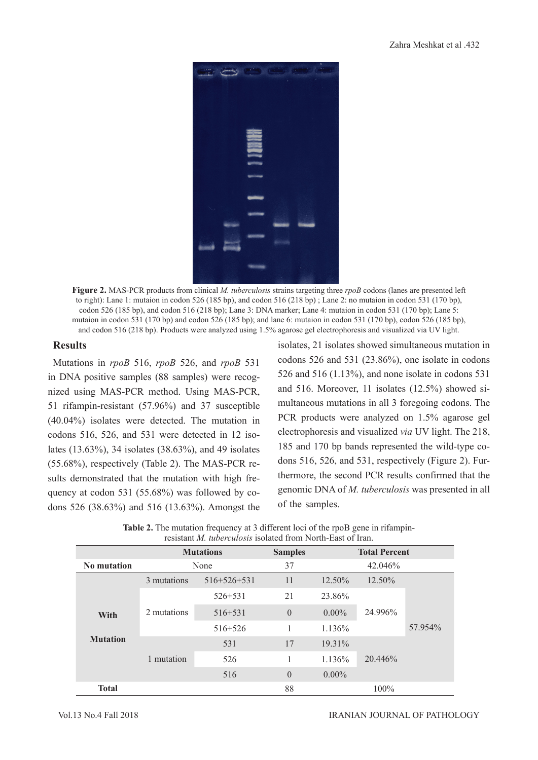Figure 2. MAS-PCR products from clinical *M. tuberculosis* strains targeting three *rpoB* codons (lanes are presented left to right): Lane 1: mutaion in codon 526 (185 bp), and codon 516 (218 bp) ; Lane 2: no mutaion in codon 531 (170 bp), codon 526 (185 bp), and codon 516 (218 bp); Lane 3: DNA marker; Lane 4: mutaion in codon 531 (170 bp); Lane 5: mutaion in codon 531 (170 bp) and codon 526 (185 bp); and lane 6: mutaion in codon 531 (170 bp), codon 526 (185 bp), and codon 516 (218 bp). Products were analyzed using 1.5% agarose gel electrophoresis and visualized via UV light.

## Results

Mutations in *rpoB* 516, *rpoB* 526, and *rpoB* 531 in DNA positive samples (88 samples) were recognized using MAS-PCR method. Using MAS-PCR, 51 rifampin-resistant (57.96%) and 37 susceptible (40.04%) isolates were detected. The mutation in codons 516, 526, and 531 were detected in 12 isolates (13.63%), 34 isolates (38.63%), and 49 isolates (55.68%), respectively (Table 2). The MAS-PCR results demonstrated that the mutation with high frequency at codon 531 (55.68%) was followed by codons 526 (38.63%) and 516 (13.63%). Amongst the isolates, 21 isolates showed simultaneous mutation in codons 526 and 531 (23.86%), one isolate in codons 526 and 516 (1.13%), and none isolate in codons 531 and 516. Moreover, 11 isolates (12.5%) showed simultaneous mutations in all 3 foregoing codons. The PCR products were analyzed on 1.5% agarose gel electrophoresis and visualized *via* UV light. The 218, 185 and 170 bp bands represented the wild-type codons 516, 526, and 531, respectively (Figure 2). Furthermore, the second PCR results confirmed that the genomic DNA of *M. tuberculosis* was presented in all of the samples.

**Table 2.** The mutation frequency at 3 different loci of the rpoB gene in rifampin-resistant *M. tuberculosis* isolated from North-East of Iran.

| | Mutations | | Samples | Total Percent | | |
|---|---|---|---|---|---|---|
| **No mutation** | None | | 37 | 42.046% | | |
| **With Mutation** | 3 mutations | 516+526+531 | 11 | 12.50% | 12.50% | 57.954% |
| | 2 mutations | 526+531 | 21 | 23.86% | 24.996% | |
| | | 516+531 | 0 | 0.00% | | |
| | | 516+526 | 1 | 1.136% | | |
| | 1 mutation | 531 | 17 | 19.31% | 20.446% | |
| | | 526 | 1 | 1.136% | | |
| | | 516 | 0 | 0.00% | | |
| **Total** | | | 88 | 100% | | |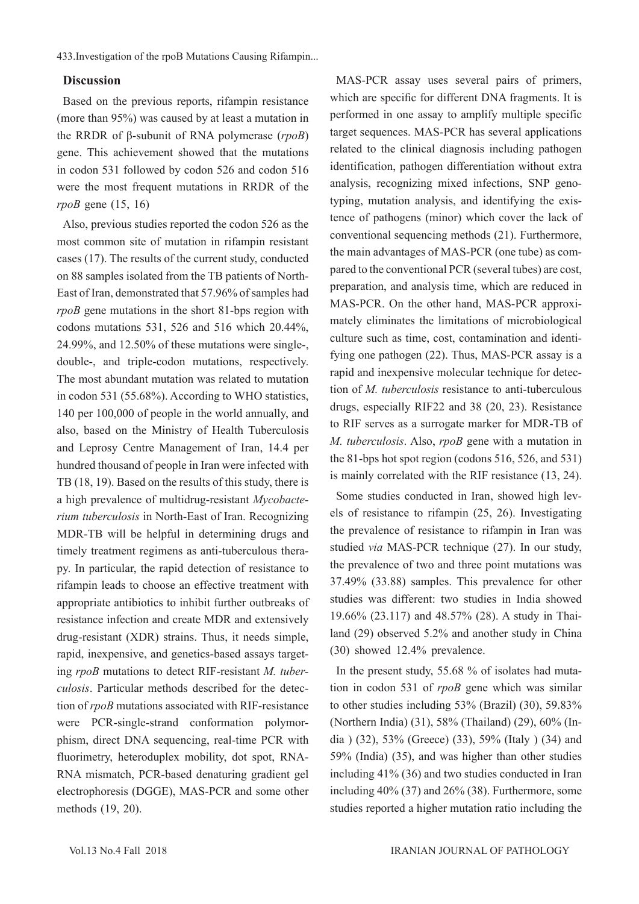## Discussion

Based on the previous reports, rifampin resistance (more than 95%) was caused by at least a mutation in the RRDR of β-subunit of RNA polymerase (*rpoB*) gene. This achievement showed that the mutations in codon 531 followed by codon 526 and codon 516 were the most frequent mutations in RRDR of the *rpoB* gene (15, 16)

Also, previous studies reported the codon 526 as the most common site of mutation in rifampin resistant cases (17). The results of the current study, conducted on 88 samples isolated from the TB patients of North-East of Iran, demonstrated that 57.96% of samples had *rpoB* gene mutations in the short 81-bps region with codons mutations 531, 526 and 516 which 20.44%, 24.99%, and 12.50% of these mutations were single-, double-, and triple-codon mutations, respectively. The most abundant mutation was related to mutation in codon 531 (55.68%). According to WHO statistics, 140 per 100,000 of people in the world annually, and also, based on the Ministry of Health Tuberculosis and Leprosy Centre Management of Iran, 14.4 per hundred thousand of people in Iran were infected with TB (18, 19). Based on the results of this study, there is a high prevalence of multidrug-resistant *Mycobacterium tuberculosis* in North-East of Iran. Recognizing MDR-TB will be helpful in determining drugs and timely treatment regimens as anti-tuberculous therapy. In particular, the rapid detection of resistance to rifampin leads to choose an effective treatment with appropriate antibiotics to inhibit further outbreaks of resistance infection and create MDR and extensively drug-resistant (XDR) strains. Thus, it needs simple, rapid, inexpensive, and genetics-based assays targeting *rpoB* mutations to detect RIF-resistant *M. tuberculosis*. Particular methods described for the detection of *rpoB* mutations associated with RIF-resistance were PCR-single-strand conformation polymorphism, direct DNA sequencing, real-time PCR with fluorimetry, heteroduplex mobility, dot spot, RNA-RNA mismatch, PCR-based denaturing gradient gel electrophoresis (DGGE), MAS-PCR and some other methods (19, 20).

MAS-PCR assay uses several pairs of primers, which are specific for different DNA fragments. It is performed in one assay to amplify multiple specific target sequences. MAS-PCR has several applications related to the clinical diagnosis including pathogen identification, pathogen differentiation without extra analysis, recognizing mixed infections, SNP genotyping, mutation analysis, and identifying the existence of pathogens (minor) which cover the lack of conventional sequencing methods (21). Furthermore, the main advantages of MAS-PCR (one tube) as compared to the conventional PCR (several tubes) are cost, preparation, and analysis time, which are reduced in MAS-PCR. On the other hand, MAS-PCR approximately eliminates the limitations of microbiological culture such as time, cost, contamination and identifying one pathogen (22). Thus, MAS-PCR assay is a rapid and inexpensive molecular technique for detection of *M. tuberculosis* resistance to anti-tuberculous drugs, especially RIF22 and 38 (20, 23). Resistance to RIF serves as a surrogate marker for MDR-TB of *M. tuberculosis*. Also, *rpoB* gene with a mutation in the 81-bps hot spot region (codons 516, 526, and 531) is mainly correlated with the RIF resistance (13, 24).

Some studies conducted in Iran, showed high levels of resistance to rifampin (25, 26). Investigating the prevalence of resistance to rifampin in Iran was studied *via* MAS-PCR technique (27). In our study, the prevalence of two and three point mutations was 37.49% (33.88) samples. This prevalence for other studies was different: two studies in India showed 19.66% (23.117) and 48.57% (28). A study in Thailand (29) observed 5.2% and another study in China (30) showed 12.4% prevalence.

In the present study, 55.68 % of isolates had mutation in codon 531 of *rpoB* gene which was similar to other studies including 53% (Brazil) (30), 59.83% (Northern India) (31), 58% (Thailand) (29), 60% (India ) (32), 53% (Greece) (33), 59% (Italy ) (34) and 59% (India) (35), and was higher than other studies including 41% (36) and two studies conducted in Iran including 40% (37) and 26% (38). Furthermore, some studies reported a higher mutation ratio including the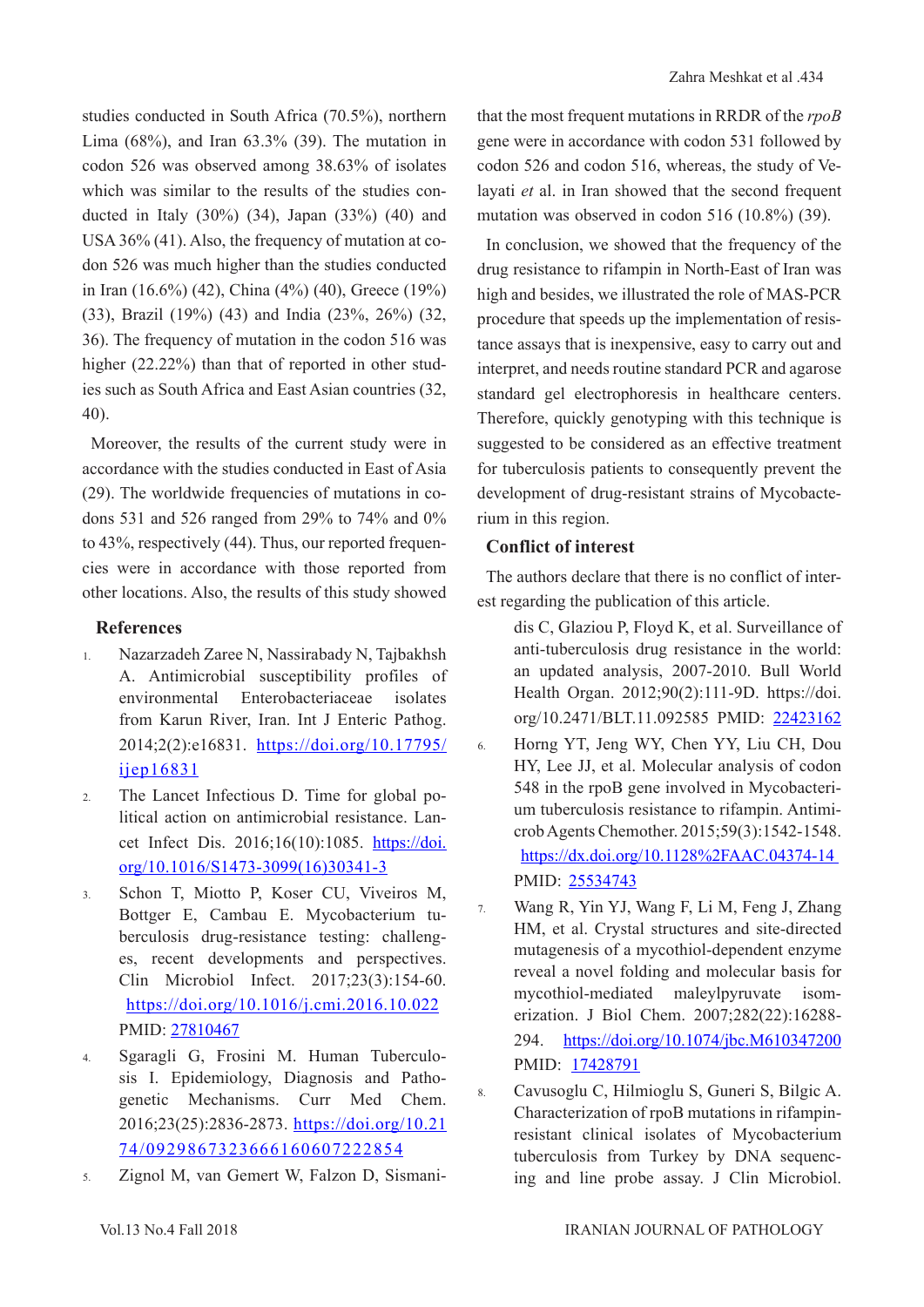studies conducted in South Africa (70.5%), northern Lima (68%), and Iran 63.3% (39). The mutation in codon 526 was observed among 38.63% of isolates which was similar to the results of the studies conducted in Italy (30%) (34), Japan (33%) (40) and USA 36% (41). Also, the frequency of mutation at codon 526 was much higher than the studies conducted in Iran (16.6%) (42), China (4%) (40), Greece (19%) (33), Brazil (19%) (43) and India (23%, 26%) (32, 36). The frequency of mutation in the codon 516 was higher (22.22%) than that of reported in other studies such as South Africa and East Asian countries (32, 40).

Moreover, the results of the current study were in accordance with the studies conducted in East of Asia (29). The worldwide frequencies of mutations in codons 531 and 526 ranged from 29% to 74% and 0% to 43%, respectively (44). Thus, our reported frequencies were in accordance with those reported from other locations. Also, the results of this study showed that the most frequent mutations in RRDR of the *rpoB* gene were in accordance with codon 531 followed by codon 526 and codon 516, whereas, the study of Velayati *et* al. in Iran showed that the second frequent mutation was observed in codon 516 (10.8%) (39).

In conclusion, we showed that the frequency of the drug resistance to rifampin in North-East of Iran was high and besides, we illustrated the role of MAS-PCR procedure that speeds up the implementation of resistance assays that is inexpensive, easy to carry out and interpret, and needs routine standard PCR and agarose standard gel electrophoresis in healthcare centers. Therefore, quickly genotyping with this technique is suggested to be considered as an effective treatment for tuberculosis patients to consequently prevent the development of drug-resistant strains of Mycobacterium in this region.

## Conflict of interest

The authors declare that there is no conflict of interest regarding the publication of this article.

## References

1. Nazarzadeh Zaree N, Nassirabady N, Tajbakhsh A. Antimicrobial susceptibility profiles of environmental Enterobacteriaceae isolates from Karun River, Iran. Int J Enteric Pathog. 2014;2(2):e16831. https://doi.org/10.17795/ijep16831
2. The Lancet Infectious D. Time for global political action on antimicrobial resistance. Lancet Infect Dis. 2016;16(10):1085. https://doi.org/10.1016/S1473-3099(16)30341-3
3. Schon T, Miotto P, Koser CU, Viveiros M, Bottger E, Cambau E. Mycobacterium tuberculosis drug-resistance testing: challenges, recent developments and perspectives. Clin Microbiol Infect. 2017;23(3):154-60. https://doi.org/10.1016/j.cmi.2016.10.022 PMID: 27810467
4. Sgaragli G, Frosini M. Human Tuberculosis I. Epidemiology, Diagnosis and Pathogenetic Mechanisms. Curr Med Chem. 2016;23(25):2836-2873. https://doi.org/10.2174/0929867323666160607222854
5. Zignol M, van Gemert W, Falzon D, Sismanidis C, Glaziou P, Floyd K, et al. Surveillance of anti-tuberculosis drug resistance in the world: an updated analysis, 2007-2010. Bull World Health Organ. 2012;90(2):111-9D. https://doi.org/10.2471/BLT.11.092585 PMID: 22423162
6. Horng YT, Jeng WY, Chen YY, Liu CH, Dou HY, Lee JJ, et al. Molecular analysis of codon 548 in the rpoB gene involved in Mycobacterium tuberculosis resistance to rifampin. Antimicrob Agents Chemother. 2015;59(3):1542-1548. https://dx.doi.org/10.1128%2FAAC.04374-14 PMID: 25534743
7. Wang R, Yin YJ, Wang F, Li M, Feng J, Zhang HM, et al. Crystal structures and site-directed mutagenesis of a mycothiol-dependent enzyme reveal a novel folding and molecular basis for mycothiol-mediated maleylpyruvate isomerization. J Biol Chem. 2007;282(22):16288-294. https://doi.org/10.1074/jbc.M610347200 PMID: 17428791
8. Cavusoglu C, Hilmioglu S, Guneri S, Bilgic A. Characterization of rpoB mutations in rifampin-resistant clinical isolates of Mycobacterium tuberculosis from Turkey by DNA sequencing and line probe assay. J Clin Microbiol.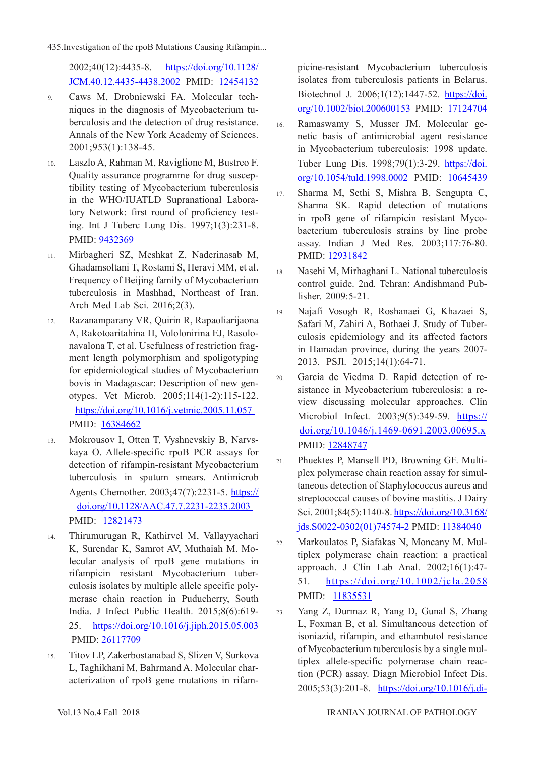2002;40(12):4435-8. https://doi.org/10.1128/JCM.40.12.4435-4438.2002 PMID: 12454132

9. Caws M, Drobniewski FA. Molecular techniques in the diagnosis of Mycobacterium tuberculosis and the detection of drug resistance. Annals of the New York Academy of Sciences. 2001;953(1):138-45.

10. Laszlo A, Rahman M, Raviglione M, Bustreo F. Quality assurance programme for drug susceptibility testing of Mycobacterium tuberculosis in the WHO/IUATLD Supranational Laboratory Network: first round of proficiency testing. Int J Tuberc Lung Dis. 1997;1(3):231-8. PMID: 9432369

11. Mirbagheri SZ, Meshkat Z, Naderinasab M, Ghadamsoltani T, Rostami S, Heravi MM, et al. Frequency of Beijing family of Mycobacterium tuberculosis in Mashhad, Northeast of Iran. Arch Med Lab Sci. 2016;2(3).

12. Razanamparany VR, Quirin R, Rapaoliarijaona A, Rakotoaritahina H, Vololonirina EJ, Rasolonavalona T, et al. Usefulness of restriction fragment length polymorphism and spoligotyping for epidemiological studies of Mycobacterium bovis in Madagascar: Description of new genotypes. Vet Microb. 2005;114(1-2):115-122. https://doi.org/10.1016/j.vetmic.2005.11.057 PMID: 16384662

13. Mokrousov I, Otten T, Vyshnevskiy B, Narvskaya O. Allele-specific rpoB PCR assays for detection of rifampin-resistant Mycobacterium tuberculosis in sputum smears. Antimicrob Agents Chemother. 2003;47(7):2231-5. https://doi.org/10.1128/AAC.47.7.2231-2235.2003 PMID: 12821473

14. Thirumurugan R, Kathirvel M, Vallayyachari K, Surendar K, Samrot AV, Muthaiah M. Molecular analysis of rpoB gene mutations in rifampicin resistant Mycobacterium tuberculosis isolates by multiple allele specific polymerase chain reaction in Puducherry, South India. J Infect Public Health. 2015;8(6):619-25. https://doi.org/10.1016/j.jiph.2015.05.003 PMID: 26117709

15. Titov LP, Zakerbostanabad S, Slizen V, Surkova L, Taghikhani M, Bahrmand A. Molecular characterization of rpoB gene mutations in rifampicine-resistant Mycobacterium tuberculosis isolates from tuberculosis patients in Belarus. Biotechnol J. 2006;1(12):1447-52. https://doi.org/10.1002/biot.200600153 PMID: 17124704

16. Ramaswamy S, Musser JM. Molecular genetic basis of antimicrobial agent resistance in Mycobacterium tuberculosis: 1998 update. Tuber Lung Dis. 1998;79(1):3-29. https://doi.org/10.1054/tuld.1998.0002 PMID: 10645439

17. Sharma M, Sethi S, Mishra B, Sengupta C, Sharma SK. Rapid detection of mutations in rpoB gene of rifampicin resistant Mycobacterium tuberculosis strains by line probe assay. Indian J Med Res. 2003;117:76-80. PMID: 12931842

18. Nasehi M, Mirhaghani L. National tuberculosis control guide. 2nd. Tehran: Andishmand Publisher. 2009:5-21.

19. Najafi Vosogh R, Roshanaei G, Khazaei S, Safari M, Zahiri A, Bothaei J. Study of Tuberculosis epidemiology and its affected factors in Hamadan province, during the years 2007-2013. PSJl. 2015;14(1):64-71.

20. Garcia de Viedma D. Rapid detection of resistance in Mycobacterium tuberculosis: a review discussing molecular approaches. Clin Microbiol Infect. 2003;9(5):349-59. https://doi.org/10.1046/j.1469-0691.2003.00695.x PMID: 12848747

21. Phuektes P, Mansell PD, Browning GF. Multiplex polymerase chain reaction assay for simultaneous detection of Staphylococcus aureus and streptococcal causes of bovine mastitis. J Dairy Sci. 2001;84(5):1140-8. https://doi.org/10.3168/jds.S0022-0302(01)74574-2 PMID: 11384040

22. Markoulatos P, Siafakas N, Moncany M. Multiplex polymerase chain reaction: a practical approach. J Clin Lab Anal. 2002;16(1):47-51. https://doi.org/10.1002/jcla.2058 PMID: 11835531

23. Yang Z, Durmaz R, Yang D, Gunal S, Zhang L, Foxman B, et al. Simultaneous detection of isoniazid, rifampin, and ethambutol resistance of Mycobacterium tuberculosis by a single multiplex allele-specific polymerase chain reaction (PCR) assay. Diagn Microbiol Infect Dis. 2005;53(3):201-8. https://doi.org/10.1016/j.di-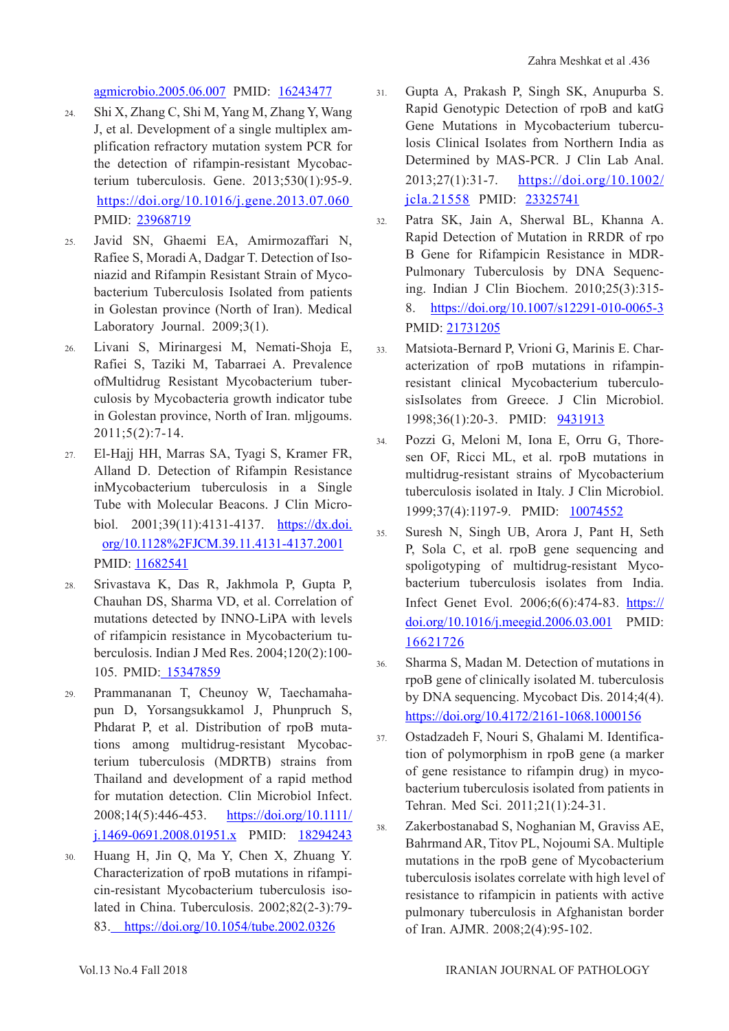agmicrobio.2005.06.007 PMID: 16243477

24. Shi X, Zhang C, Shi M, Yang M, Zhang Y, Wang J, et al. Development of a single multiplex amplification refractory mutation system PCR for the detection of rifampin-resistant Mycobacterium tuberculosis. Gene. 2013;530(1):95-9. https://doi.org/10.1016/j.gene.2013.07.060 PMID: 23968719

25. Javid SN, Ghaemi EA, Amirmozaffari N, Rafiee S, Moradi A, Dadgar T. Detection of Isoniazid and Rifampin Resistant Strain of Mycobacterium Tuberculosis Isolated from patients in Golestan province (North of Iran). Medical Laboratory Journal. 2009;3(1).

26. Livani S, Mirinargesi M, Nemati-Shoja E, Rafiei S, Taziki M, Tabarraei A. Prevalence ofMultidrug Resistant Mycobacterium tuberculosis by Mycobacteria growth indicator tube in Golestan province, North of Iran. mljgoums. 2011;5(2):7-14.

27. El-Hajj HH, Marras SA, Tyagi S, Kramer FR, Alland D. Detection of Rifampin Resistance inMycobacterium tuberculosis in a Single Tube with Molecular Beacons. J Clin Microbiol. 2001;39(11):4131-4137. https://dx.doi.org/10.1128%2FJCM.39.11.4131-4137.2001 PMID: 11682541

28. Srivastava K, Das R, Jakhmola P, Gupta P, Chauhan DS, Sharma VD, et al. Correlation of mutations detected by INNO-LiPA with levels of rifampicin resistance in Mycobacterium tuberculosis. Indian J Med Res. 2004;120(2):100-105. PMID: 15347859

29. Prammananan T, Cheunoy W, Taechamahapun D, Yorsangsukkamol J, Phunpruch S, Phdarat P, et al. Distribution of rpoB mutations among multidrug-resistant Mycobacterium tuberculosis (MDRTB) strains from Thailand and development of a rapid method for mutation detection. Clin Microbiol Infect. 2008;14(5):446-453. https://doi.org/10.1111/j.1469-0691.2008.01951.x PMID: 18294243

30. Huang H, Jin Q, Ma Y, Chen X, Zhuang Y. Characterization of rpoB mutations in rifampicin-resistant Mycobacterium tuberculosis isolated in China. Tuberculosis. 2002;82(2-3):79-83. https://doi.org/10.1054/tube.2002.0326

31. Gupta A, Prakash P, Singh SK, Anupurba S. Rapid Genotypic Detection of rpoB and katG Gene Mutations in Mycobacterium tuberculosis Clinical Isolates from Northern India as Determined by MAS-PCR. J Clin Lab Anal. 2013;27(1):31-7. https://doi.org/10.1002/jcla.21558 PMID: 23325741

32. Patra SK, Jain A, Sherwal BL, Khanna A. Rapid Detection of Mutation in RRDR of rpo B Gene for Rifampicin Resistance in MDR-Pulmonary Tuberculosis by DNA Sequencing. Indian J Clin Biochem. 2010;25(3):315-8. https://doi.org/10.1007/s12291-010-0065-3 PMID: 21731205

33. Matsiota-Bernard P, Vrioni G, Marinis E. Characterization of rpoB mutations in rifampin-resistant clinical Mycobacterium tuberculosisIsolates from Greece. J Clin Microbiol. 1998;36(1):20-3. PMID: 9431913

34. Pozzi G, Meloni M, Iona E, Orru G, Thoresen OF, Ricci ML, et al. rpoB mutations in multidrug-resistant strains of Mycobacterium tuberculosis isolated in Italy. J Clin Microbiol. 1999;37(4):1197-9. PMID: 10074552

35. Suresh N, Singh UB, Arora J, Pant H, Seth P, Sola C, et al. rpoB gene sequencing and spoligotyping of multidrug-resistant Mycobacterium tuberculosis isolates from India. Infect Genet Evol. 2006;6(6):474-83. https://doi.org/10.1016/j.meegid.2006.03.001 PMID: 16621726

36. Sharma S, Madan M. Detection of mutations in rpoB gene of clinically isolated M. tuberculosis by DNA sequencing. Mycobact Dis. 2014;4(4). https://doi.org/10.4172/2161-1068.1000156

37. Ostadzadeh F, Nouri S, Ghalami M. Identification of polymorphism in rpoB gene (a marker of gene resistance to rifampin drug) in mycobacterium tuberculosis isolated from patients in Tehran. Med Sci. 2011;21(1):24-31.

38. Zakerbostanabad S, Noghanian M, Graviss AE, Bahrmand AR, Titov PL, Nojoumi SA. Multiple mutations in the rpoB gene of Mycobacterium tuberculosis isolates correlate with high level of resistance to rifampicin in patients with active pulmonary tuberculosis in Afghanistan border of Iran. AJMR. 2008;2(4):95-102.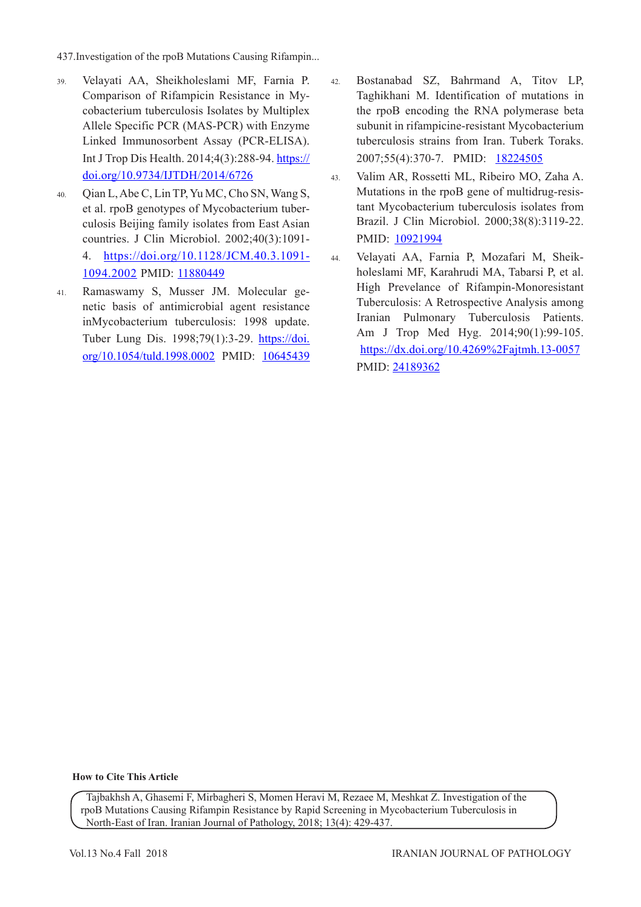39. Velayati AA, Sheikholeslami MF, Farnia P. Comparison of Rifampicin Resistance in Mycobacterium tuberculosis Isolates by Multiplex Allele Specific PCR (MAS-PCR) with Enzyme Linked Immunosorbent Assay (PCR-ELISA). Int J Trop Dis Health. 2014;4(3):288-94. https://doi.org/10.9734/IJTDH/2014/6726
40. Qian L, Abe C, Lin TP, Yu MC, Cho SN, Wang S, et al. rpoB genotypes of Mycobacterium tuberculosis Beijing family isolates from East Asian countries. J Clin Microbiol. 2002;40(3):1091-4. https://doi.org/10.1128/JCM.40.3.1091-1094.2002 PMID: 11880449
41. Ramaswamy S, Musser JM. Molecular genetic basis of antimicrobial agent resistance inMycobacterium tuberculosis: 1998 update. Tuber Lung Dis. 1998;79(1):3-29. https://doi.org/10.1054/tuld.1998.0002 PMID: 10645439
42. Bostanabad SZ, Bahrmand A, Titov LP, Taghikhani M. Identification of mutations in the rpoB encoding the RNA polymerase beta subunit in rifampicine-resistant Mycobacterium tuberculosis strains from Iran. Tuberk Toraks. 2007;55(4):370-7. PMID: 18224505
43. Valim AR, Rossetti ML, Ribeiro MO, Zaha A. Mutations in the rpoB gene of multidrug-resistant Mycobacterium tuberculosis isolates from Brazil. J Clin Microbiol. 2000;38(8):3119-22. PMID: 10921994
44. Velayati AA, Farnia P, Mozafari M, Sheikholeslami MF, Karahrudi MA, Tabarsi P, et al. High Prevelance of Rifampin-Monoresistant Tuberculosis: A Retrospective Analysis among Iranian Pulmonary Tuberculosis Patients. Am J Trop Med Hyg. 2014;90(1):99-105. https://dx.doi.org/10.4269%2Fajtmh.13-0057 PMID: 24189362

**How to Cite This Article**

Tajbakhsh A, Ghasemi F, Mirbagheri S, Momen Heravi M, Rezaee M, Meshkat Z. Investigation of the rpoB Mutations Causing Rifampin Resistance by Rapid Screening in Mycobacterium Tuberculosis in North-East of Iran. Iranian Journal of Pathology, 2018; 13(4): 429-437.